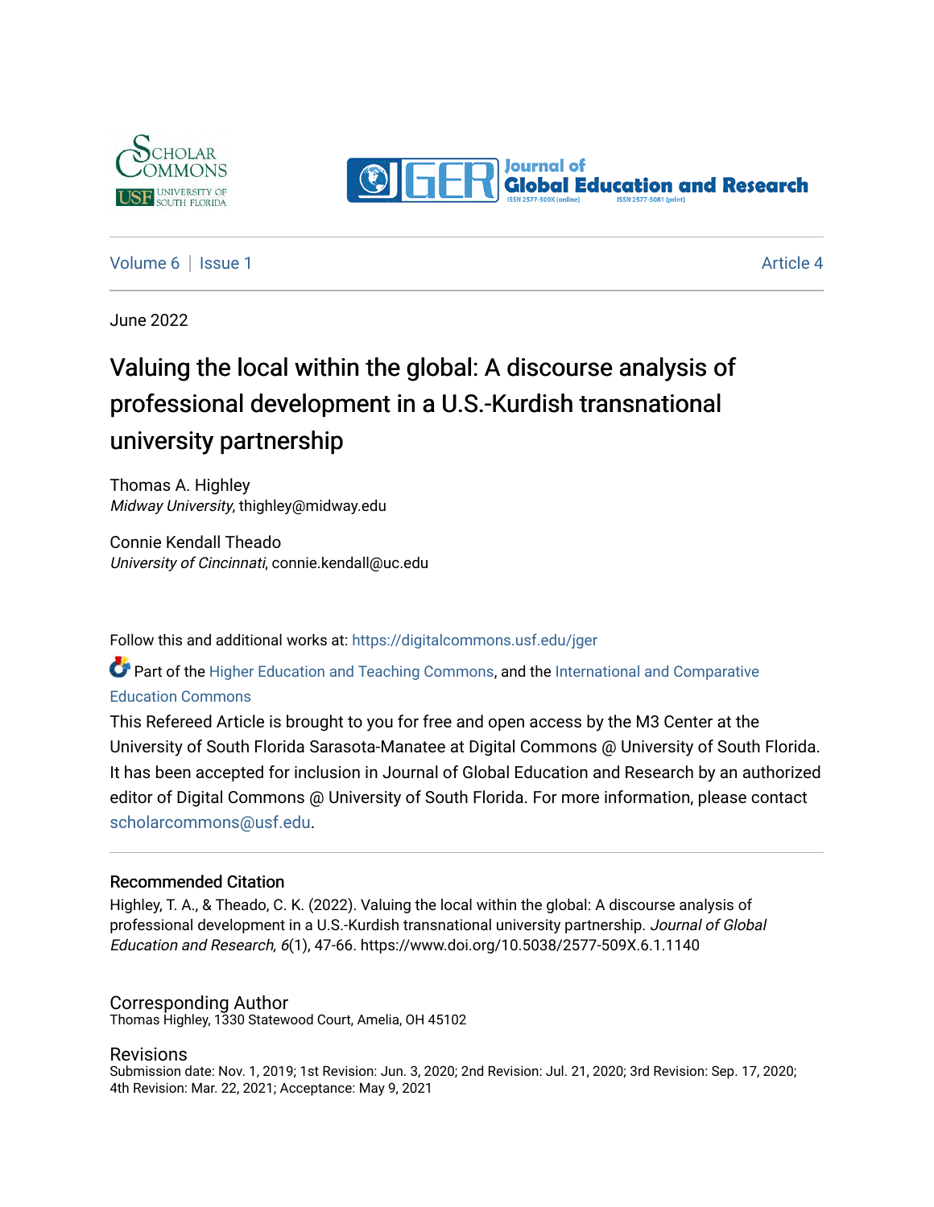Volume 6 | Issue 1 Article 4

June 2022

# Valuing the local within the global: A discourse analysis of professional development in a U.S.-Kurdish transnational university partnership

Thomas A. Highley
*Midway University*, thighley@midway.edu

Connie Kendall Theado
*University of Cincinnati*, connie.kendall@uc.edu

Follow this and additional works at: https://digitalcommons.usf.edu/jger

Part of the Higher Education and Teaching Commons, and the International and Comparative Education Commons

This Refereed Article is brought to you for free and open access by the M3 Center at the University of South Florida Sarasota-Manatee at Digital Commons @ University of South Florida. It has been accepted for inclusion in Journal of Global Education and Research by an authorized editor of Digital Commons @ University of South Florida. For more information, please contact scholarcommons@usf.edu.

## Recommended Citation

Highley, T. A., & Theado, C. K. (2022). Valuing the local within the global: A discourse analysis of professional development in a U.S.-Kurdish transnational university partnership. *Journal of Global Education and Research, 6*(1), 47-66. https://www.doi.org/10.5038/2577-509X.6.1.1140

## Corresponding Author

Thomas Highley, 1330 Statewood Court, Amelia, OH 45102

## Revisions

Submission date: Nov. 1, 2019; 1st Revision: Jun. 3, 2020; 2nd Revision: Jul. 21, 2020; 3rd Revision: Sep. 17, 2020; 4th Revision: Mar. 22, 2021; Acceptance: May 9, 2021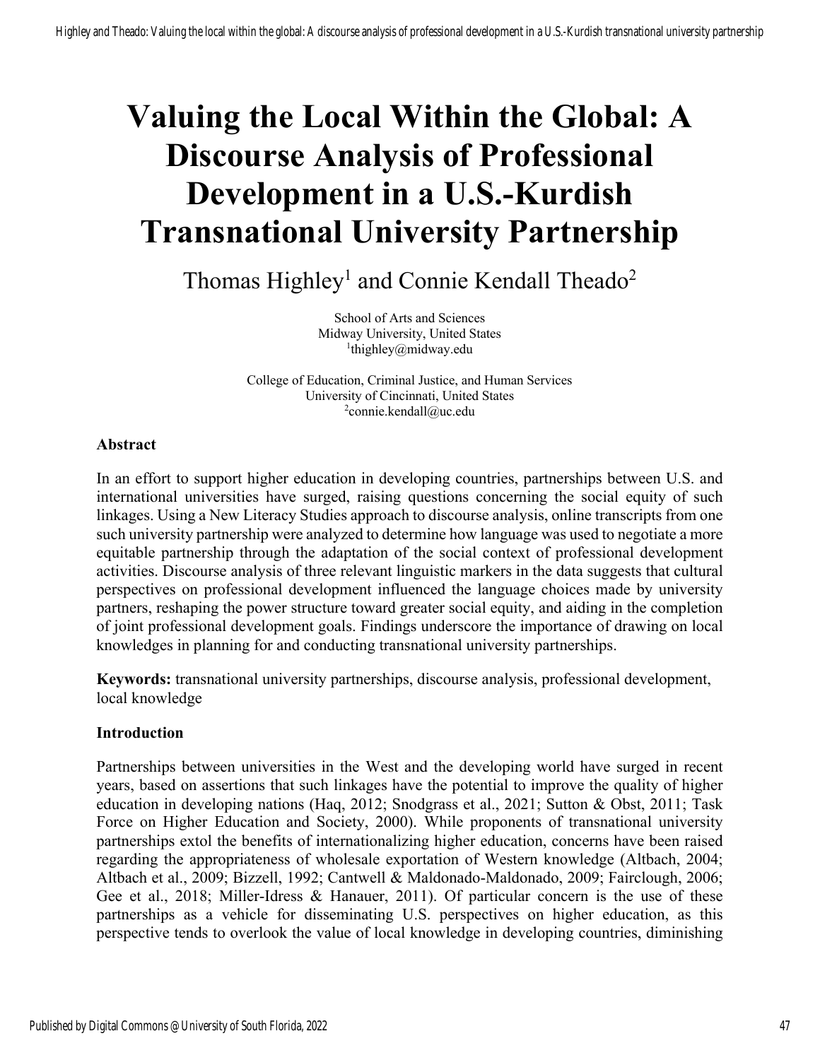# Valuing the Local Within the Global: A Discourse Analysis of Professional Development in a U.S.-Kurdish Transnational University Partnership

Thomas Highley[1] and Connie Kendall Theado[2]

School of Arts and Sciences
Midway University, United States
[1]thighley@midway.edu

College of Education, Criminal Justice, and Human Services
University of Cincinnati, United States
[2]connie.kendall@uc.edu

## Abstract

In an effort to support higher education in developing countries, partnerships between U.S. and international universities have surged, raising questions concerning the social equity of such linkages. Using a New Literacy Studies approach to discourse analysis, online transcripts from one such university partnership were analyzed to determine how language was used to negotiate a more equitable partnership through the adaptation of the social context of professional development activities. Discourse analysis of three relevant linguistic markers in the data suggests that cultural perspectives on professional development influenced the language choices made by university partners, reshaping the power structure toward greater social equity, and aiding in the completion of joint professional development goals. Findings underscore the importance of drawing on local knowledges in planning for and conducting transnational university partnerships.

**Keywords:** transnational university partnerships, discourse analysis, professional development, local knowledge

## Introduction

Partnerships between universities in the West and the developing world have surged in recent years, based on assertions that such linkages have the potential to improve the quality of higher education in developing nations (Haq, 2012; Snodgrass et al., 2021; Sutton & Obst, 2011; Task Force on Higher Education and Society, 2000). While proponents of transnational university partnerships extol the benefits of internationalizing higher education, concerns have been raised regarding the appropriateness of wholesale exportation of Western knowledge (Altbach, 2004; Altbach et al., 2009; Bizzell, 1992; Cantwell & Maldonado-Maldonado, 2009; Fairclough, 2006; Gee et al., 2018; Miller-Idress & Hanauer, 2011). Of particular concern is the use of these partnerships as a vehicle for disseminating U.S. perspectives on higher education, as this perspective tends to overlook the value of local knowledge in developing countries, diminishing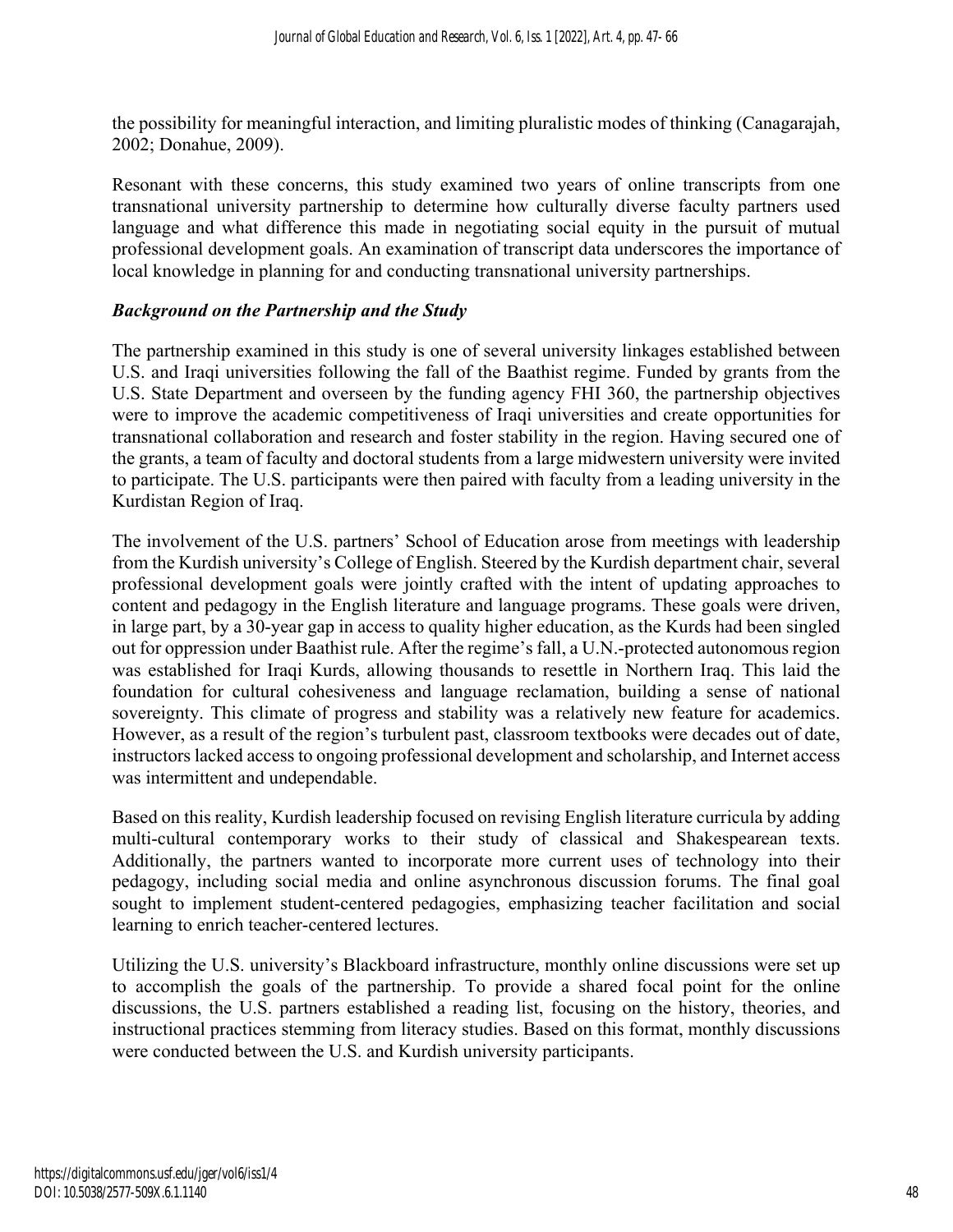the possibility for meaningful interaction, and limiting pluralistic modes of thinking (Canagarajah, 2002; Donahue, 2009).

Resonant with these concerns, this study examined two years of online transcripts from one transnational university partnership to determine how culturally diverse faculty partners used language and what difference this made in negotiating social equity in the pursuit of mutual professional development goals. An examination of transcript data underscores the importance of local knowledge in planning for and conducting transnational university partnerships.

### *Background on the Partnership and the Study*

The partnership examined in this study is one of several university linkages established between U.S. and Iraqi universities following the fall of the Baathist regime. Funded by grants from the U.S. State Department and overseen by the funding agency FHI 360, the partnership objectives were to improve the academic competitiveness of Iraqi universities and create opportunities for transnational collaboration and research and foster stability in the region. Having secured one of the grants, a team of faculty and doctoral students from a large midwestern university were invited to participate. The U.S. participants were then paired with faculty from a leading university in the Kurdistan Region of Iraq.

The involvement of the U.S. partners' School of Education arose from meetings with leadership from the Kurdish university's College of English. Steered by the Kurdish department chair, several professional development goals were jointly crafted with the intent of updating approaches to content and pedagogy in the English literature and language programs. These goals were driven, in large part, by a 30-year gap in access to quality higher education, as the Kurds had been singled out for oppression under Baathist rule. After the regime's fall, a U.N.-protected autonomous region was established for Iraqi Kurds, allowing thousands to resettle in Northern Iraq. This laid the foundation for cultural cohesiveness and language reclamation, building a sense of national sovereignty. This climate of progress and stability was a relatively new feature for academics. However, as a result of the region's turbulent past, classroom textbooks were decades out of date, instructors lacked access to ongoing professional development and scholarship, and Internet access was intermittent and undependable.

Based on this reality, Kurdish leadership focused on revising English literature curricula by adding multi-cultural contemporary works to their study of classical and Shakespearean texts. Additionally, the partners wanted to incorporate more current uses of technology into their pedagogy, including social media and online asynchronous discussion forums. The final goal sought to implement student-centered pedagogies, emphasizing teacher facilitation and social learning to enrich teacher-centered lectures.

Utilizing the U.S. university's Blackboard infrastructure, monthly online discussions were set up to accomplish the goals of the partnership. To provide a shared focal point for the online discussions, the U.S. partners established a reading list, focusing on the history, theories, and instructional practices stemming from literacy studies. Based on this format, monthly discussions were conducted between the U.S. and Kurdish university participants.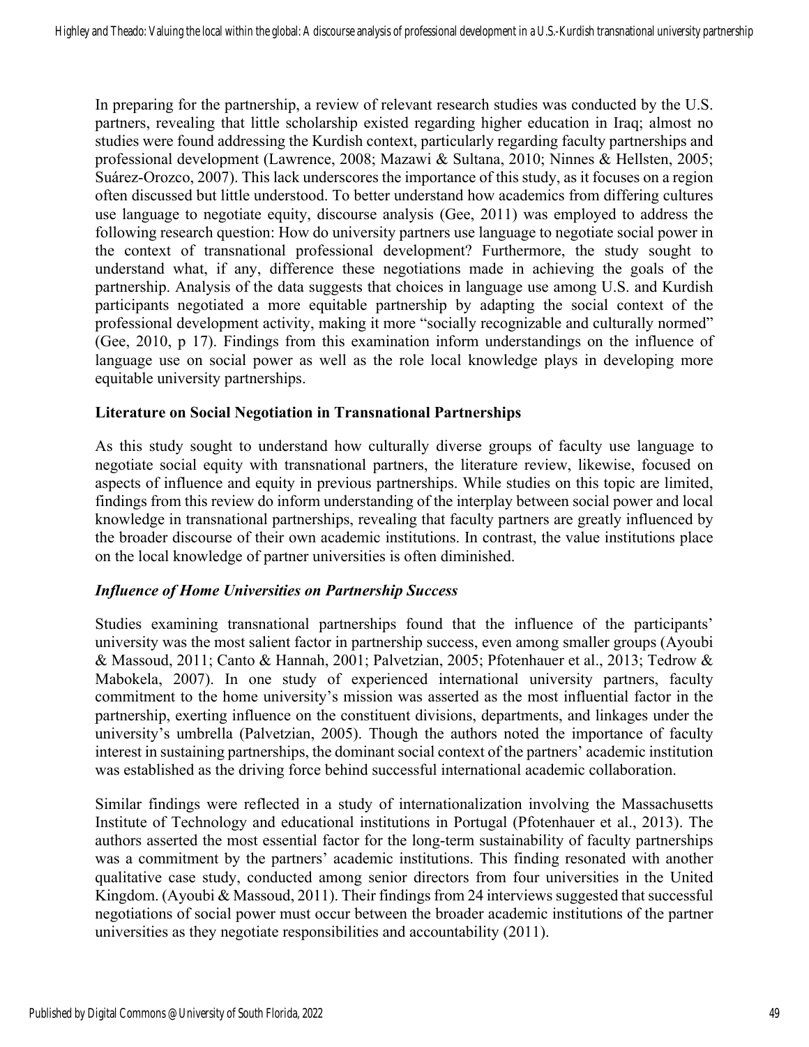In preparing for the partnership, a review of relevant research studies was conducted by the U.S. partners, revealing that little scholarship existed regarding higher education in Iraq; almost no studies were found addressing the Kurdish context, particularly regarding faculty partnerships and professional development (Lawrence, 2008; Mazawi & Sultana, 2010; Ninnes & Hellsten, 2005; Suárez-Orozco, 2007). This lack underscores the importance of this study, as it focuses on a region often discussed but little understood. To better understand how academics from differing cultures use language to negotiate equity, discourse analysis (Gee, 2011) was employed to address the following research question: How do university partners use language to negotiate social power in the context of transnational professional development? Furthermore, the study sought to understand what, if any, difference these negotiations made in achieving the goals of the partnership. Analysis of the data suggests that choices in language use among U.S. and Kurdish participants negotiated a more equitable partnership by adapting the social context of the professional development activity, making it more "socially recognizable and culturally normed" (Gee, 2010, p 17). Findings from this examination inform understandings on the influence of language use on social power as well as the role local knowledge plays in developing more equitable university partnerships.

## Literature on Social Negotiation in Transnational Partnerships

As this study sought to understand how culturally diverse groups of faculty use language to negotiate social equity with transnational partners, the literature review, likewise, focused on aspects of influence and equity in previous partnerships. While studies on this topic are limited, findings from this review do inform understanding of the interplay between social power and local knowledge in transnational partnerships, revealing that faculty partners are greatly influenced by the broader discourse of their own academic institutions. In contrast, the value institutions place on the local knowledge of partner universities is often diminished.

### *Influence of Home Universities on Partnership Success*

Studies examining transnational partnerships found that the influence of the participants' university was the most salient factor in partnership success, even among smaller groups (Ayoubi & Massoud, 2011; Canto & Hannah, 2001; Palvetzian, 2005; Pfotenhauer et al., 2013; Tedrow & Mabokela, 2007). In one study of experienced international university partners, faculty commitment to the home university's mission was asserted as the most influential factor in the partnership, exerting influence on the constituent divisions, departments, and linkages under the university's umbrella (Palvetzian, 2005). Though the authors noted the importance of faculty interest in sustaining partnerships, the dominant social context of the partners' academic institution was established as the driving force behind successful international academic collaboration.

Similar findings were reflected in a study of internationalization involving the Massachusetts Institute of Technology and educational institutions in Portugal (Pfotenhauer et al., 2013). The authors asserted the most essential factor for the long-term sustainability of faculty partnerships was a commitment by the partners' academic institutions. This finding resonated with another qualitative case study, conducted among senior directors from four universities in the United Kingdom. (Ayoubi & Massoud, 2011). Their findings from 24 interviews suggested that successful negotiations of social power must occur between the broader academic institutions of the partner universities as they negotiate responsibilities and accountability (2011).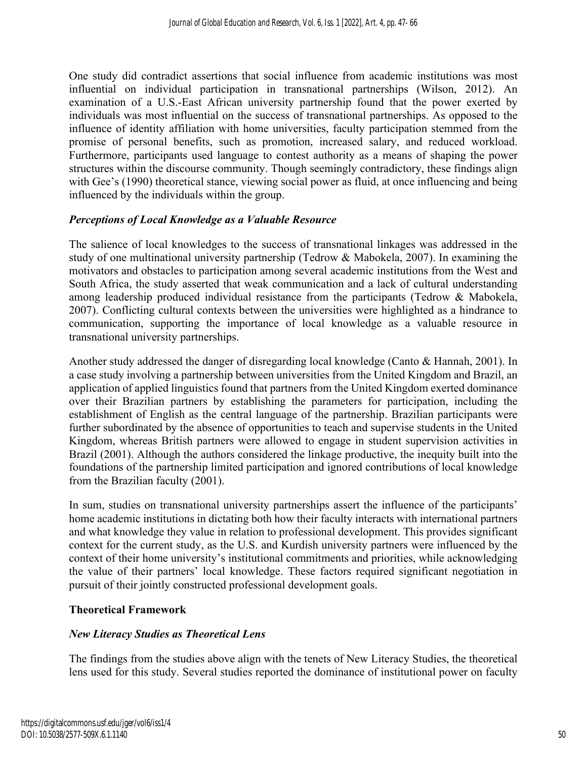One study did contradict assertions that social influence from academic institutions was most influential on individual participation in transnational partnerships (Wilson, 2012). An examination of a U.S.-East African university partnership found that the power exerted by individuals was most influential on the success of transnational partnerships. As opposed to the influence of identity affiliation with home universities, faculty participation stemmed from the promise of personal benefits, such as promotion, increased salary, and reduced workload. Furthermore, participants used language to contest authority as a means of shaping the power structures within the discourse community. Though seemingly contradictory, these findings align with Gee's (1990) theoretical stance, viewing social power as fluid, at once influencing and being influenced by the individuals within the group.

### *Perceptions of Local Knowledge as a Valuable Resource*

The salience of local knowledges to the success of transnational linkages was addressed in the study of one multinational university partnership (Tedrow & Mabokela, 2007). In examining the motivators and obstacles to participation among several academic institutions from the West and South Africa, the study asserted that weak communication and a lack of cultural understanding among leadership produced individual resistance from the participants (Tedrow & Mabokela, 2007). Conflicting cultural contexts between the universities were highlighted as a hindrance to communication, supporting the importance of local knowledge as a valuable resource in transnational university partnerships.

Another study addressed the danger of disregarding local knowledge (Canto & Hannah, 2001). In a case study involving a partnership between universities from the United Kingdom and Brazil, an application of applied linguistics found that partners from the United Kingdom exerted dominance over their Brazilian partners by establishing the parameters for participation, including the establishment of English as the central language of the partnership. Brazilian participants were further subordinated by the absence of opportunities to teach and supervise students in the United Kingdom, whereas British partners were allowed to engage in student supervision activities in Brazil (2001). Although the authors considered the linkage productive, the inequity built into the foundations of the partnership limited participation and ignored contributions of local knowledge from the Brazilian faculty (2001).

In sum, studies on transnational university partnerships assert the influence of the participants' home academic institutions in dictating both how their faculty interacts with international partners and what knowledge they value in relation to professional development. This provides significant context for the current study, as the U.S. and Kurdish university partners were influenced by the context of their home university's institutional commitments and priorities, while acknowledging the value of their partners' local knowledge. These factors required significant negotiation in pursuit of their jointly constructed professional development goals.

## Theoretical Framework

### *New Literacy Studies as Theoretical Lens*

The findings from the studies above align with the tenets of New Literacy Studies, the theoretical lens used for this study. Several studies reported the dominance of institutional power on faculty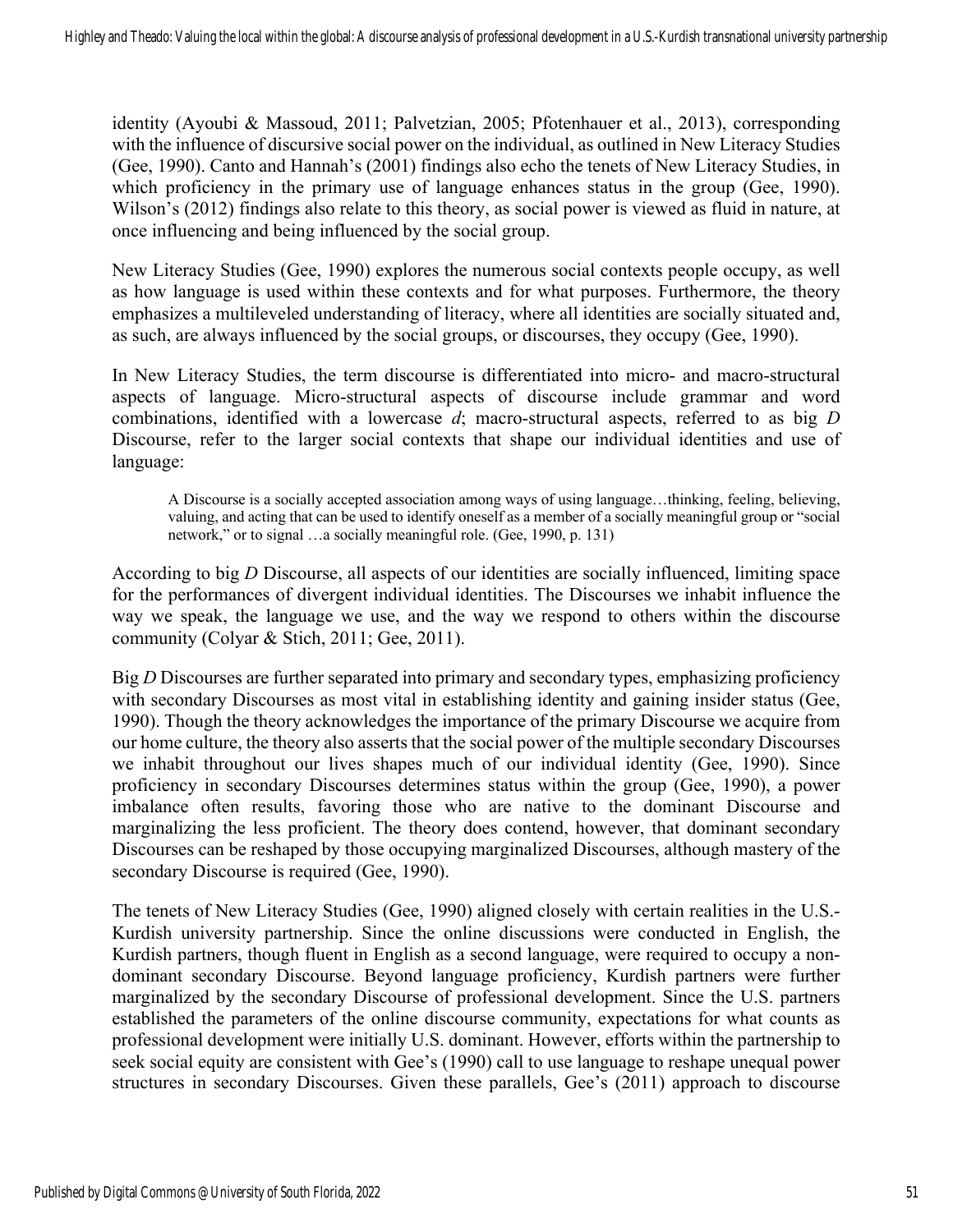identity (Ayoubi & Massoud, 2011; Palvetzian, 2005; Pfotenhauer et al., 2013), corresponding with the influence of discursive social power on the individual, as outlined in New Literacy Studies (Gee, 1990). Canto and Hannah's (2001) findings also echo the tenets of New Literacy Studies, in which proficiency in the primary use of language enhances status in the group (Gee, 1990). Wilson's (2012) findings also relate to this theory, as social power is viewed as fluid in nature, at once influencing and being influenced by the social group.

New Literacy Studies (Gee, 1990) explores the numerous social contexts people occupy, as well as how language is used within these contexts and for what purposes. Furthermore, the theory emphasizes a multileveled understanding of literacy, where all identities are socially situated and, as such, are always influenced by the social groups, or discourses, they occupy (Gee, 1990).

In New Literacy Studies, the term discourse is differentiated into micro- and macro-structural aspects of language. Micro-structural aspects of discourse include grammar and word combinations, identified with a lowercase *d*; macro-structural aspects, referred to as big *D* Discourse, refer to the larger social contexts that shape our individual identities and use of language:

> A Discourse is a socially accepted association among ways of using language…thinking, feeling, believing, valuing, and acting that can be used to identify oneself as a member of a socially meaningful group or "social network," or to signal …a socially meaningful role. (Gee, 1990, p. 131)

According to big *D* Discourse, all aspects of our identities are socially influenced, limiting space for the performances of divergent individual identities. The Discourses we inhabit influence the way we speak, the language we use, and the way we respond to others within the discourse community (Colyar & Stich, 2011; Gee, 2011).

Big *D* Discourses are further separated into primary and secondary types, emphasizing proficiency with secondary Discourses as most vital in establishing identity and gaining insider status (Gee, 1990). Though the theory acknowledges the importance of the primary Discourse we acquire from our home culture, the theory also asserts that the social power of the multiple secondary Discourses we inhabit throughout our lives shapes much of our individual identity (Gee, 1990). Since proficiency in secondary Discourses determines status within the group (Gee, 1990), a power imbalance often results, favoring those who are native to the dominant Discourse and marginalizing the less proficient. The theory does contend, however, that dominant secondary Discourses can be reshaped by those occupying marginalized Discourses, although mastery of the secondary Discourse is required (Gee, 1990).

The tenets of New Literacy Studies (Gee, 1990) aligned closely with certain realities in the U.S.-Kurdish university partnership. Since the online discussions were conducted in English, the Kurdish partners, though fluent in English as a second language, were required to occupy a non-dominant secondary Discourse. Beyond language proficiency, Kurdish partners were further marginalized by the secondary Discourse of professional development. Since the U.S. partners established the parameters of the online discourse community, expectations for what counts as professional development were initially U.S. dominant. However, efforts within the partnership to seek social equity are consistent with Gee's (1990) call to use language to reshape unequal power structures in secondary Discourses. Given these parallels, Gee's (2011) approach to discourse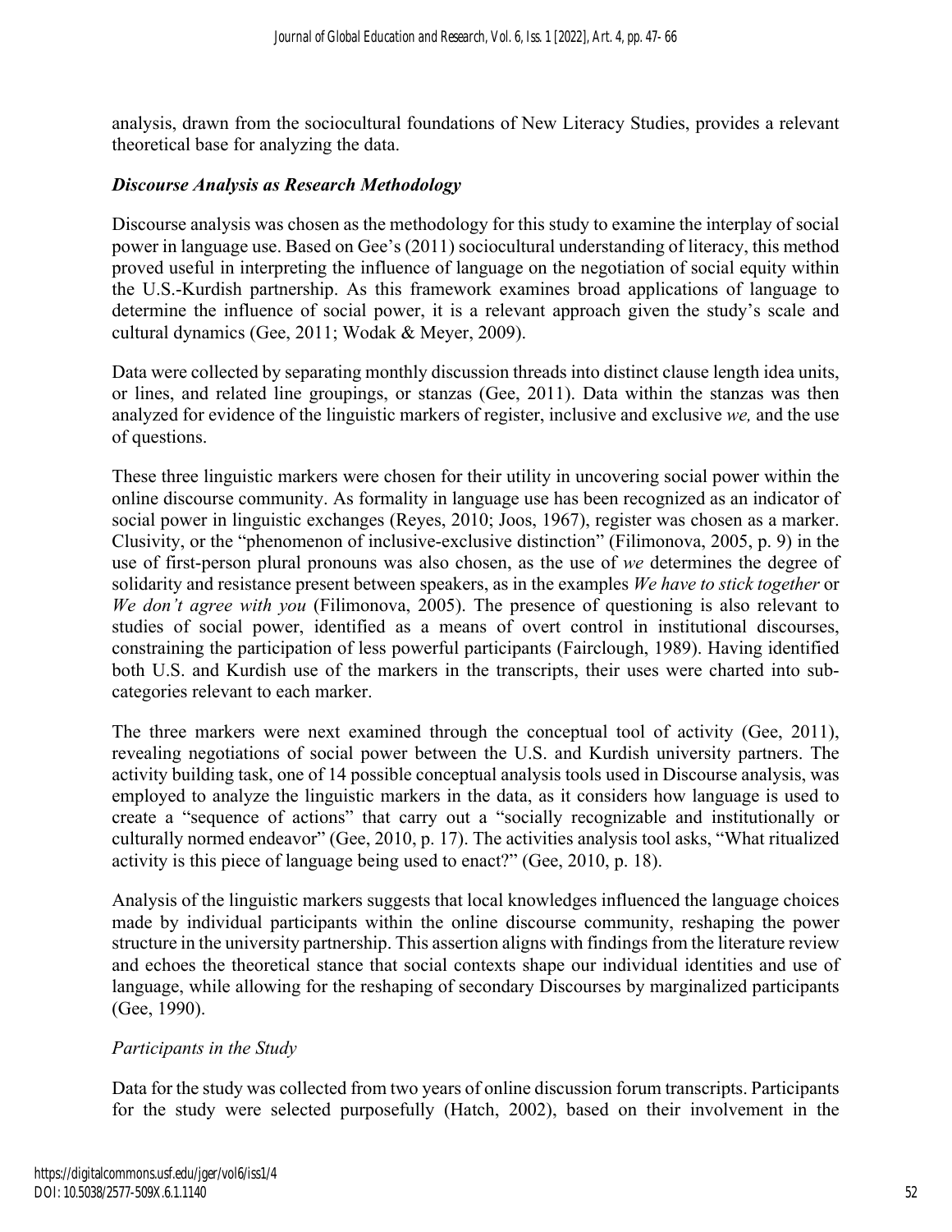analysis, drawn from the sociocultural foundations of New Literacy Studies, provides a relevant theoretical base for analyzing the data.

### *Discourse Analysis as Research Methodology*

Discourse analysis was chosen as the methodology for this study to examine the interplay of social power in language use. Based on Gee's (2011) sociocultural understanding of literacy, this method proved useful in interpreting the influence of language on the negotiation of social equity within the U.S.-Kurdish partnership. As this framework examines broad applications of language to determine the influence of social power, it is a relevant approach given the study's scale and cultural dynamics (Gee, 2011; Wodak & Meyer, 2009).

Data were collected by separating monthly discussion threads into distinct clause length idea units, or lines, and related line groupings, or stanzas (Gee, 2011). Data within the stanzas was then analyzed for evidence of the linguistic markers of register, inclusive and exclusive *we,* and the use of questions.

These three linguistic markers were chosen for their utility in uncovering social power within the online discourse community. As formality in language use has been recognized as an indicator of social power in linguistic exchanges (Reyes, 2010; Joos, 1967), register was chosen as a marker. Clusivity, or the "phenomenon of inclusive-exclusive distinction" (Filimonova, 2005, p. 9) in the use of first-person plural pronouns was also chosen, as the use of *we* determines the degree of solidarity and resistance present between speakers, as in the examples *We have to stick together* or *We don't agree with you* (Filimonova, 2005). The presence of questioning is also relevant to studies of social power, identified as a means of overt control in institutional discourses, constraining the participation of less powerful participants (Fairclough, 1989). Having identified both U.S. and Kurdish use of the markers in the transcripts, their uses were charted into sub-categories relevant to each marker.

The three markers were next examined through the conceptual tool of activity (Gee, 2011), revealing negotiations of social power between the U.S. and Kurdish university partners. The activity building task, one of 14 possible conceptual analysis tools used in Discourse analysis, was employed to analyze the linguistic markers in the data, as it considers how language is used to create a "sequence of actions" that carry out a "socially recognizable and institutionally or culturally normed endeavor" (Gee, 2010, p. 17). The activities analysis tool asks, "What ritualized activity is this piece of language being used to enact?" (Gee, 2010, p. 18).

Analysis of the linguistic markers suggests that local knowledges influenced the language choices made by individual participants within the online discourse community, reshaping the power structure in the university partnership. This assertion aligns with findings from the literature review and echoes the theoretical stance that social contexts shape our individual identities and use of language, while allowing for the reshaping of secondary Discourses by marginalized participants (Gee, 1990).

#### *Participants in the Study*

Data for the study was collected from two years of online discussion forum transcripts. Participants for the study were selected purposefully (Hatch, 2002), based on their involvement in the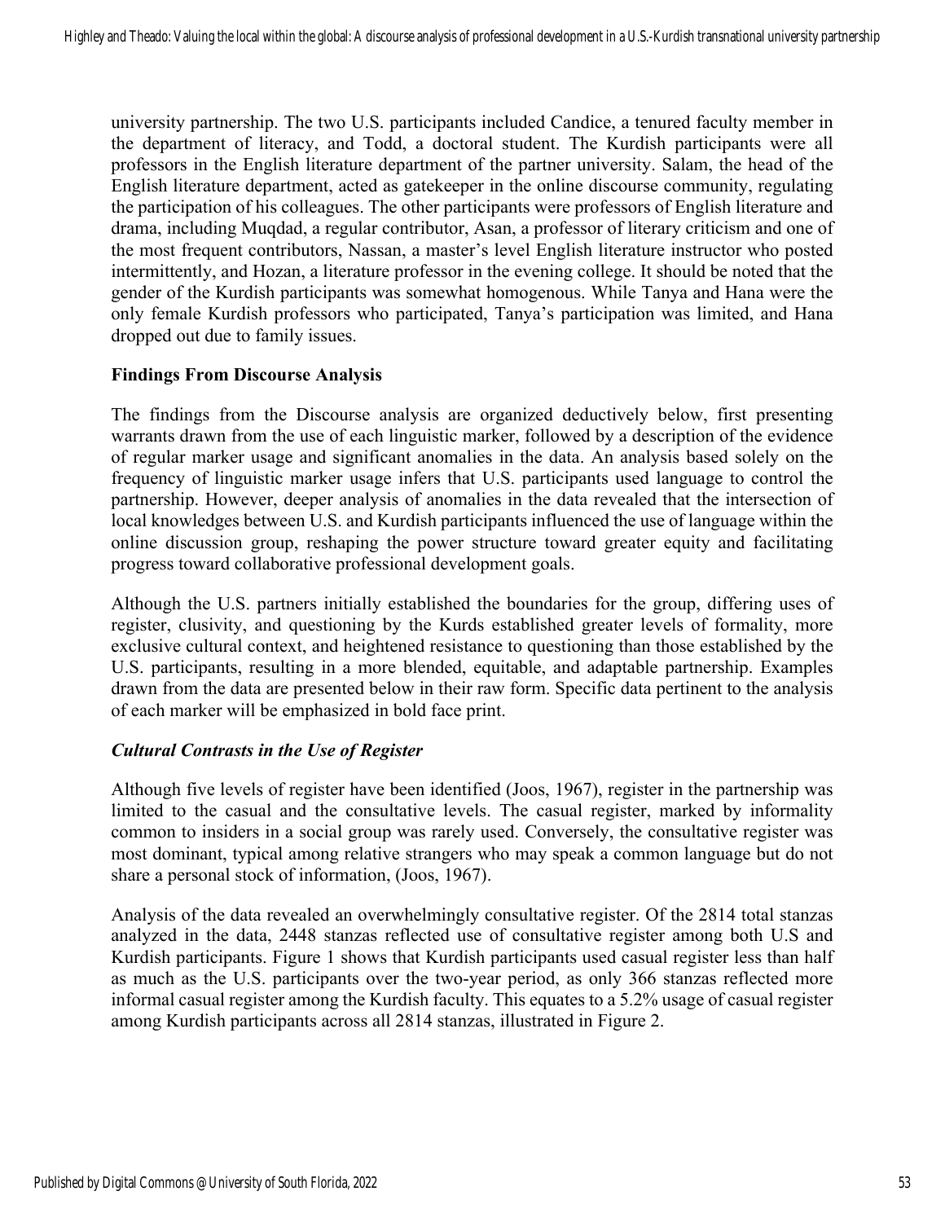university partnership. The two U.S. participants included Candice, a tenured faculty member in the department of literacy, and Todd, a doctoral student. The Kurdish participants were all professors in the English literature department of the partner university. Salam, the head of the English literature department, acted as gatekeeper in the online discourse community, regulating the participation of his colleagues. The other participants were professors of English literature and drama, including Muqdad, a regular contributor, Asan, a professor of literary criticism and one of the most frequent contributors, Nassan, a master's level English literature instructor who posted intermittently, and Hozan, a literature professor in the evening college. It should be noted that the gender of the Kurdish participants was somewhat homogenous. While Tanya and Hana were the only female Kurdish professors who participated, Tanya's participation was limited, and Hana dropped out due to family issues.

### Findings From Discourse Analysis

The findings from the Discourse analysis are organized deductively below, first presenting warrants drawn from the use of each linguistic marker, followed by a description of the evidence of regular marker usage and significant anomalies in the data. An analysis based solely on the frequency of linguistic marker usage infers that U.S. participants used language to control the partnership. However, deeper analysis of anomalies in the data revealed that the intersection of local knowledges between U.S. and Kurdish participants influenced the use of language within the online discussion group, reshaping the power structure toward greater equity and facilitating progress toward collaborative professional development goals.

Although the U.S. partners initially established the boundaries for the group, differing uses of register, clusivity, and questioning by the Kurds established greater levels of formality, more exclusive cultural context, and heightened resistance to questioning than those established by the U.S. participants, resulting in a more blended, equitable, and adaptable partnership. Examples drawn from the data are presented below in their raw form. Specific data pertinent to the analysis of each marker will be emphasized in bold face print.

#### *Cultural Contrasts in the Use of Register*

Although five levels of register have been identified (Joos, 1967), register in the partnership was limited to the casual and the consultative levels. The casual register, marked by informality common to insiders in a social group was rarely used. Conversely, the consultative register was most dominant, typical among relative strangers who may speak a common language but do not share a personal stock of information, (Joos, 1967).

Analysis of the data revealed an overwhelmingly consultative register. Of the 2814 total stanzas analyzed in the data, 2448 stanzas reflected use of consultative register among both U.S and Kurdish participants. Figure 1 shows that Kurdish participants used casual register less than half as much as the U.S. participants over the two-year period, as only 366 stanzas reflected more informal casual register among the Kurdish faculty. This equates to a 5.2% usage of casual register among Kurdish participants across all 2814 stanzas, illustrated in Figure 2.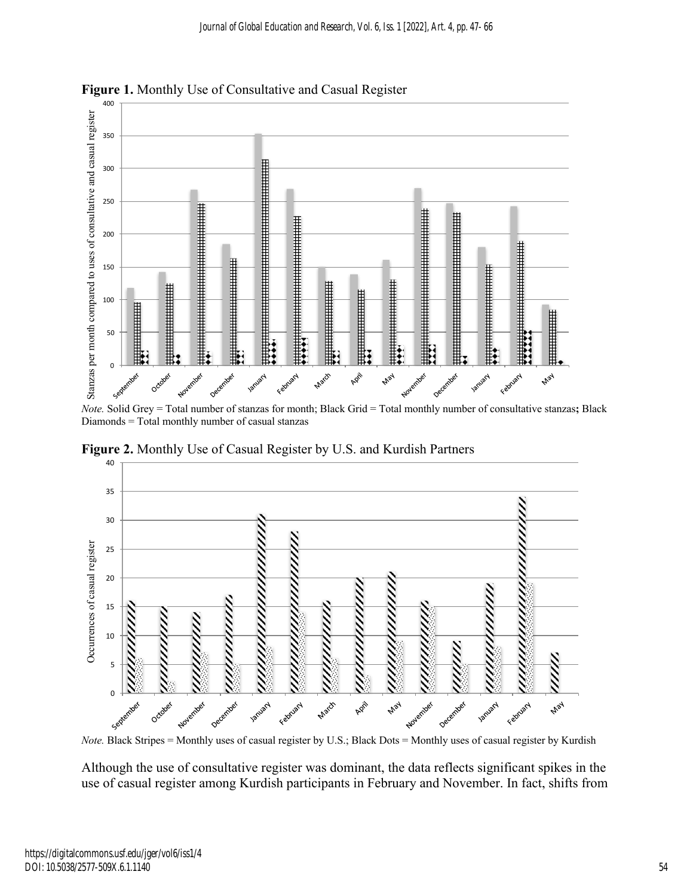**Figure 1.** Monthly Use of Consultative and Casual Register

*Note.* Solid Grey = Total number of stanzas for month; Black Grid = Total monthly number of consultative stanzas**;** Black Diamonds = Total monthly number of casual stanzas

**Figure 2.** Monthly Use of Casual Register by U.S. and Kurdish Partners

*Note.* Black Stripes = Monthly uses of casual register by U.S.; Black Dots = Monthly uses of casual register by Kurdish

Although the use of consultative register was dominant, the data reflects significant spikes in the use of casual register among Kurdish participants in February and November. In fact, shifts from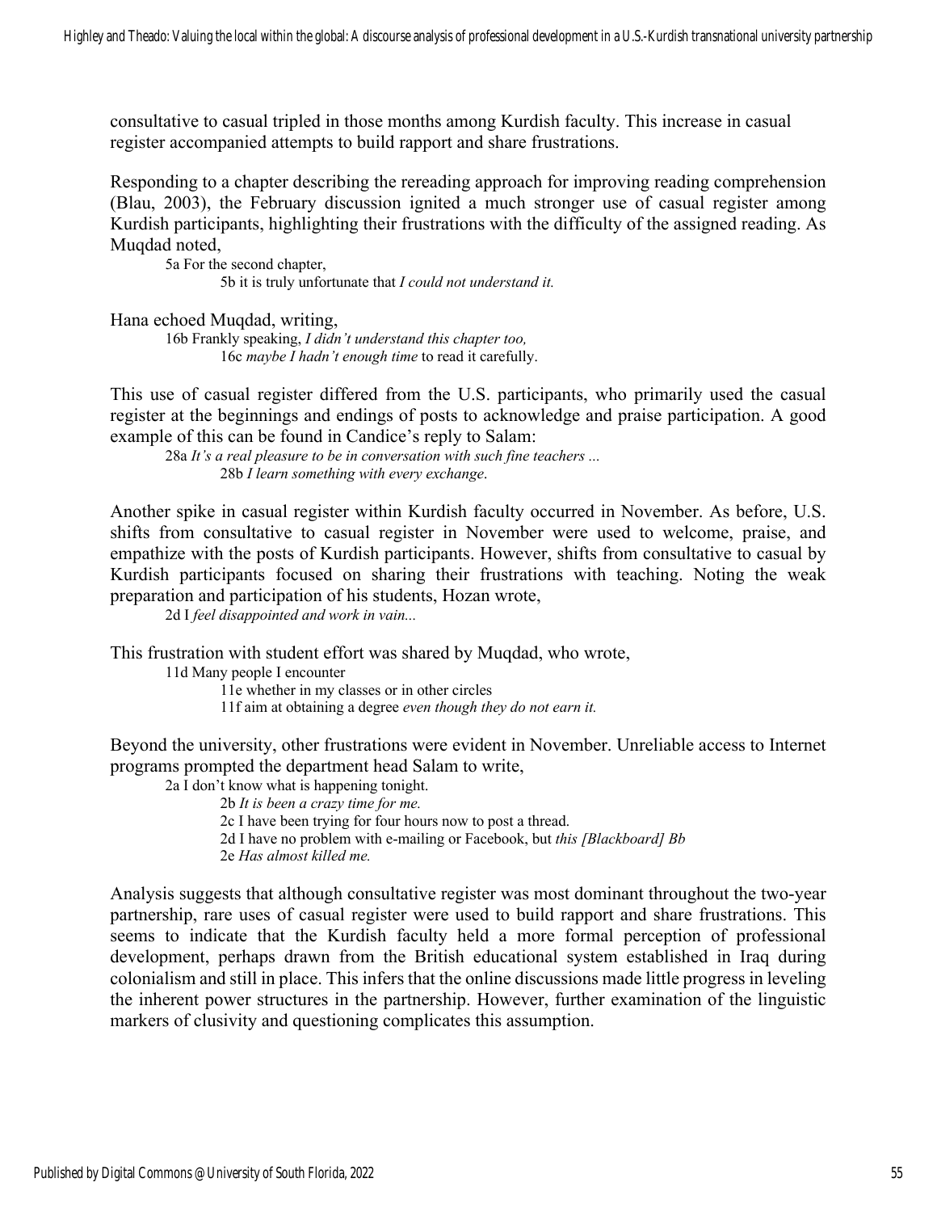consultative to casual tripled in those months among Kurdish faculty. This increase in casual register accompanied attempts to build rapport and share frustrations.

Responding to a chapter describing the rereading approach for improving reading comprehension (Blau, 2003), the February discussion ignited a much stronger use of casual register among Kurdish participants, highlighting their frustrations with the difficulty of the assigned reading. As Muqdad noted,

> 5a For the second chapter,
> 
> 5b it is truly unfortunate that *I could not understand it.*

Hana echoed Muqdad, writing,

> 16b Frankly speaking, *I didn't understand this chapter too,*
> 
> 16c *maybe I hadn't enough time* to read it carefully.

This use of casual register differed from the U.S. participants, who primarily used the casual register at the beginnings and endings of posts to acknowledge and praise participation. A good example of this can be found in Candice's reply to Salam:

> 28a *It's a real pleasure to be in conversation with such fine teachers ...*
> 
> 28b *I learn something with every exchange.*

Another spike in casual register within Kurdish faculty occurred in November. As before, U.S. shifts from consultative to casual register in November were used to welcome, praise, and empathize with the posts of Kurdish participants. However, shifts from consultative to casual by Kurdish participants focused on sharing their frustrations with teaching. Noting the weak preparation and participation of his students, Hozan wrote,

> 2d I *feel disappointed and work in vain...*

This frustration with student effort was shared by Muqdad, who wrote,

> 11d Many people I encounter
> 
> 11e whether in my classes or in other circles
> 
> 11f aim at obtaining a degree *even though they do not earn it.*

Beyond the university, other frustrations were evident in November. Unreliable access to Internet programs prompted the department head Salam to write,

> 2a I don't know what is happening tonight.
> 
> 2b *It is been a crazy time for me.*
> 
> 2c I have been trying for four hours now to post a thread.
> 
> 2d I have no problem with e-mailing or Facebook, but *this [Blackboard] Bb*
> 
> 2e *Has almost killed me.*

Analysis suggests that although consultative register was most dominant throughout the two-year partnership, rare uses of casual register were used to build rapport and share frustrations. This seems to indicate that the Kurdish faculty held a more formal perception of professional development, perhaps drawn from the British educational system established in Iraq during colonialism and still in place. This infers that the online discussions made little progress in leveling the inherent power structures in the partnership. However, further examination of the linguistic markers of clusivity and questioning complicates this assumption.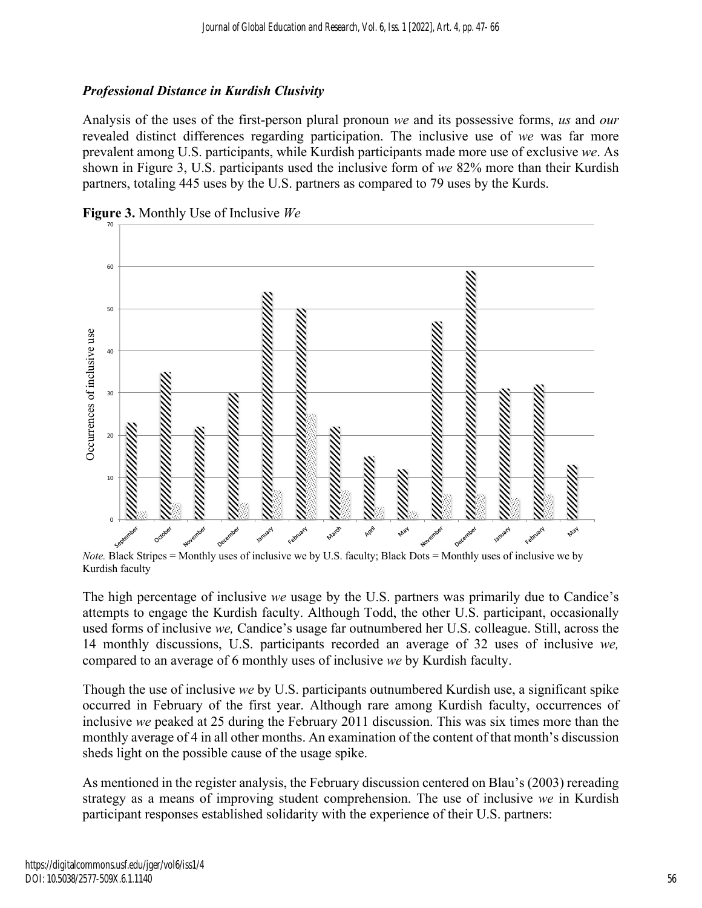### *Professional Distance in Kurdish Clusivity*

Analysis of the uses of the first-person plural pronoun *we* and its possessive forms, *us* and *our* revealed distinct differences regarding participation. The inclusive use of *we* was far more prevalent among U.S. participants, while Kurdish participants made more use of exclusive *we*. As shown in Figure 3, U.S. participants used the inclusive form of *we* 82% more than their Kurdish partners, totaling 445 uses by the U.S. partners as compared to 79 uses by the Kurds.

**Figure 3.** Monthly Use of Inclusive *We*

*Note.* Black Stripes = Monthly uses of inclusive we by U.S. faculty; Black Dots = Monthly uses of inclusive we by Kurdish faculty

The high percentage of inclusive *we* usage by the U.S. partners was primarily due to Candice's attempts to engage the Kurdish faculty. Although Todd, the other U.S. participant, occasionally used forms of inclusive *we,* Candice's usage far outnumbered her U.S. colleague. Still, across the 14 monthly discussions, U.S. participants recorded an average of 32 uses of inclusive *we,* compared to an average of 6 monthly uses of inclusive *we* by Kurdish faculty.

Though the use of inclusive *we* by U.S. participants outnumbered Kurdish use, a significant spike occurred in February of the first year. Although rare among Kurdish faculty, occurrences of inclusive *we* peaked at 25 during the February 2011 discussion. This was six times more than the monthly average of 4 in all other months. An examination of the content of that month's discussion sheds light on the possible cause of the usage spike.

As mentioned in the register analysis, the February discussion centered on Blau's (2003) rereading strategy as a means of improving student comprehension. The use of inclusive *we* in Kurdish participant responses established solidarity with the experience of their U.S. partners: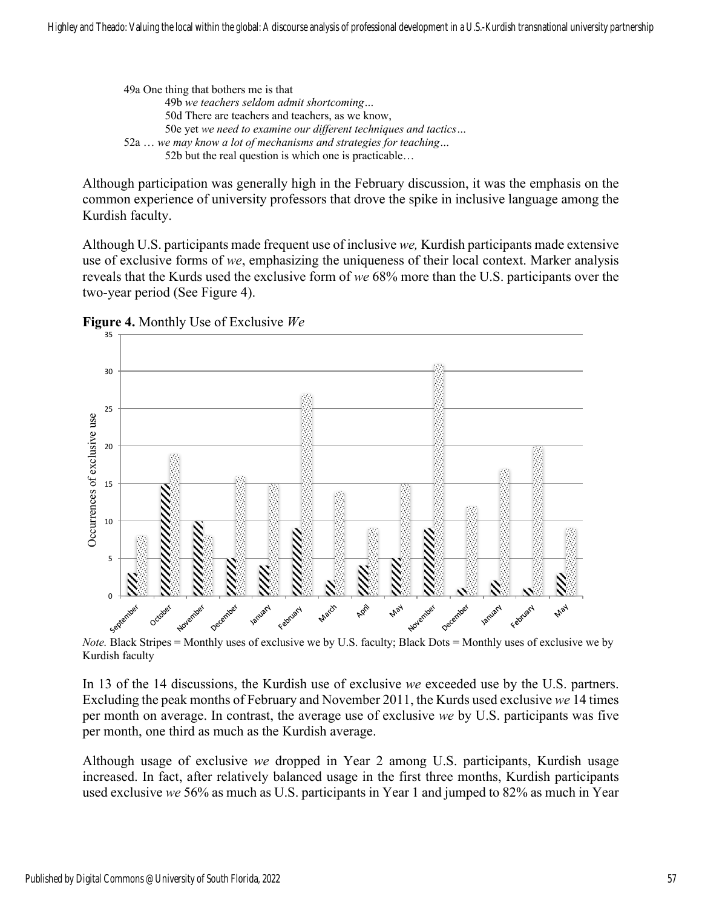49a One thing that bothers me is that

49b *we teachers seldom admit shortcoming…*

50d There are teachers and teachers, as we know,

50e yet *we need to examine our different techniques and tactics…*

52a … *we may know a lot of mechanisms and strategies for teaching…*

52b but the real question is which one is practicable…

Although participation was generally high in the February discussion, it was the emphasis on the common experience of university professors that drove the spike in inclusive language among the Kurdish faculty.

Although U.S. participants made frequent use of inclusive *we,* Kurdish participants made extensive use of exclusive forms of *we*, emphasizing the uniqueness of their local context. Marker analysis reveals that the Kurds used the exclusive form of *we* 68% more than the U.S. participants over the two-year period (See Figure 4).

**Figure 4.** Monthly Use of Exclusive *We*

| Month | U.S. faculty | Kurdish faculty |
| --- | --- | --- |
| September | 3 | 8 |
| October | 15 | 19 |
| November | 10 | 8 |
| December | 5 | 16 |
| January | 4 | 15 |
| February | 9 | 27 |
| March | 2 | 14 |
| April | 4 | 9 |
| May | 5 | 15 |
| November | 9 | 31 |
| December | 1 | 12 |
| January | 2 | 17 |
| February | 1 | 20 |
| May | 3 | 9 |

*Note.* Black Stripes = Monthly uses of exclusive we by U.S. faculty; Black Dots = Monthly uses of exclusive we by Kurdish faculty

In 13 of the 14 discussions, the Kurdish use of exclusive *we* exceeded use by the U.S. partners. Excluding the peak months of February and November 2011, the Kurds used exclusive *we* 14 times per month on average. In contrast, the average use of exclusive *we* by U.S. participants was five per month, one third as much as the Kurdish average.

Although usage of exclusive *we* dropped in Year 2 among U.S. participants, Kurdish usage increased. In fact, after relatively balanced usage in the first three months, Kurdish participants used exclusive *we* 56% as much as U.S. participants in Year 1 and jumped to 82% as much in Year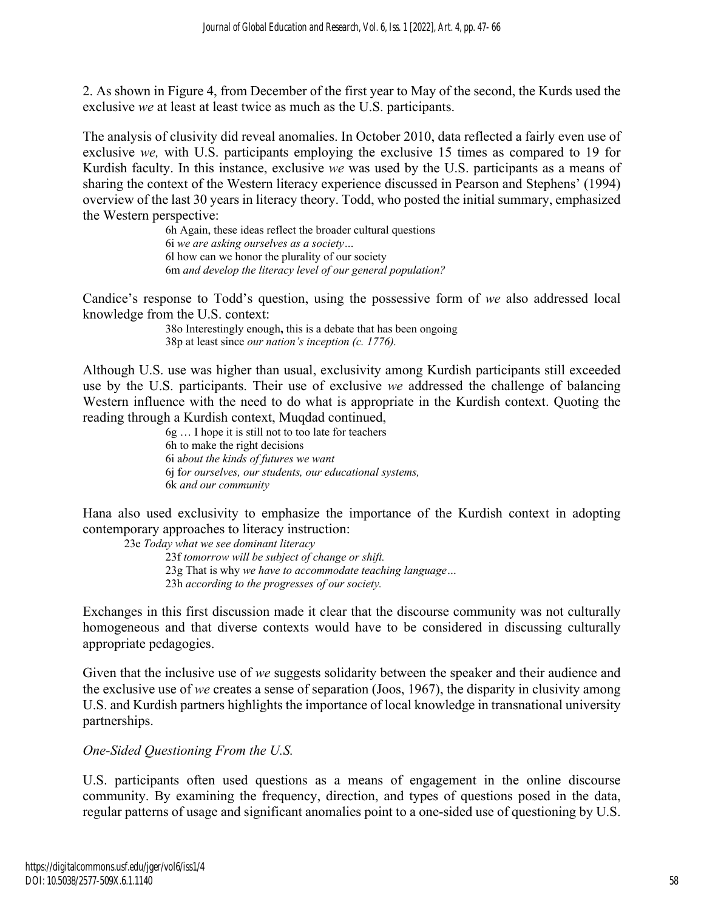2. As shown in Figure 4, from December of the first year to May of the second, the Kurds used the exclusive *we* at least at least twice as much as the U.S. participants.

The analysis of clusivity did reveal anomalies. In October 2010, data reflected a fairly even use of exclusive *we,* with U.S. participants employing the exclusive 15 times as compared to 19 for Kurdish faculty. In this instance, exclusive *we* was used by the U.S. participants as a means of sharing the context of the Western literacy experience discussed in Pearson and Stephens' (1994) overview of the last 30 years in literacy theory. Todd, who posted the initial summary, emphasized the Western perspective:

> 6h Again, these ideas reflect the broader cultural questions
> 6i *we are asking ourselves as a society…*
> 6l how can we honor the plurality of our society
> 6m *and develop the literacy level of our general population?*

Candice's response to Todd's question, using the possessive form of *we* also addressed local knowledge from the U.S. context:

> 38o Interestingly enough**,** this is a debate that has been ongoing
> 38p at least since *our nation's inception (c. 1776).*

Although U.S. use was higher than usual, exclusivity among Kurdish participants still exceeded use by the U.S. participants. Their use of exclusive *we* addressed the challenge of balancing Western influence with the need to do what is appropriate in the Kurdish context. Quoting the reading through a Kurdish context, Muqdad continued,

> 6g … I hope it is still not to too late for teachers
> 6h to make the right decisions
> 6i a*bout the kinds of futures we want*
> 6j f*or ourselves, our students, our educational systems,*
> 6k *and our community*

Hana also used exclusivity to emphasize the importance of the Kurdish context in adopting contemporary approaches to literacy instruction:

> 23e *Today what we see dominant literacy*
> 23f *tomorrow will be subject of change or shift.*
> 23g That is why *we have to accommodate teaching language…*
> 23h *according to the progresses of our society.*

Exchanges in this first discussion made it clear that the discourse community was not culturally homogeneous and that diverse contexts would have to be considered in discussing culturally appropriate pedagogies.

Given that the inclusive use of *we* suggests solidarity between the speaker and their audience and the exclusive use of *we* creates a sense of separation (Joos, 1967), the disparity in clusivity among U.S. and Kurdish partners highlights the importance of local knowledge in transnational university partnerships.

*One-Sided Questioning From the U.S.*

U.S. participants often used questions as a means of engagement in the online discourse community. By examining the frequency, direction, and types of questions posed in the data, regular patterns of usage and significant anomalies point to a one-sided use of questioning by U.S.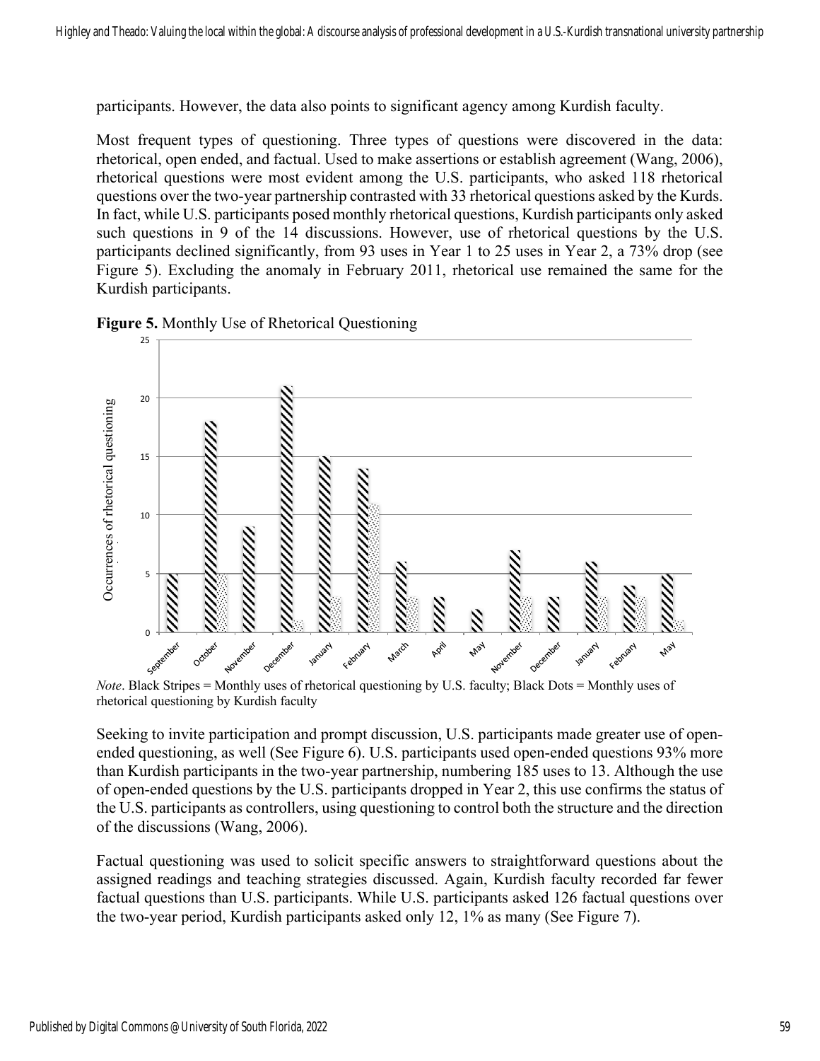participants. However, the data also points to significant agency among Kurdish faculty.

Most frequent types of questioning. Three types of questions were discovered in the data: rhetorical, open ended, and factual. Used to make assertions or establish agreement (Wang, 2006), rhetorical questions were most evident among the U.S. participants, who asked 118 rhetorical questions over the two-year partnership contrasted with 33 rhetorical questions asked by the Kurds. In fact, while U.S. participants posed monthly rhetorical questions, Kurdish participants only asked such questions in 9 of the 14 discussions. However, use of rhetorical questions by the U.S. participants declined significantly, from 93 uses in Year 1 to 25 uses in Year 2, a 73% drop (see Figure 5). Excluding the anomaly in February 2011, rhetorical use remained the same for the Kurdish participants.

**Figure 5.** Monthly Use of Rhetorical Questioning

*Note*. Black Stripes = Monthly uses of rhetorical questioning by U.S. faculty; Black Dots = Monthly uses of rhetorical questioning by Kurdish faculty

Seeking to invite participation and prompt discussion, U.S. participants made greater use of open-ended questioning, as well (See Figure 6). U.S. participants used open-ended questions 93% more than Kurdish participants in the two-year partnership, numbering 185 uses to 13. Although the use of open-ended questions by the U.S. participants dropped in Year 2, this use confirms the status of the U.S. participants as controllers, using questioning to control both the structure and the direction of the discussions (Wang, 2006).

Factual questioning was used to solicit specific answers to straightforward questions about the assigned readings and teaching strategies discussed. Again, Kurdish faculty recorded far fewer factual questions than U.S. participants. While U.S. participants asked 126 factual questions over the two-year period, Kurdish participants asked only 12, 1% as many (See Figure 7).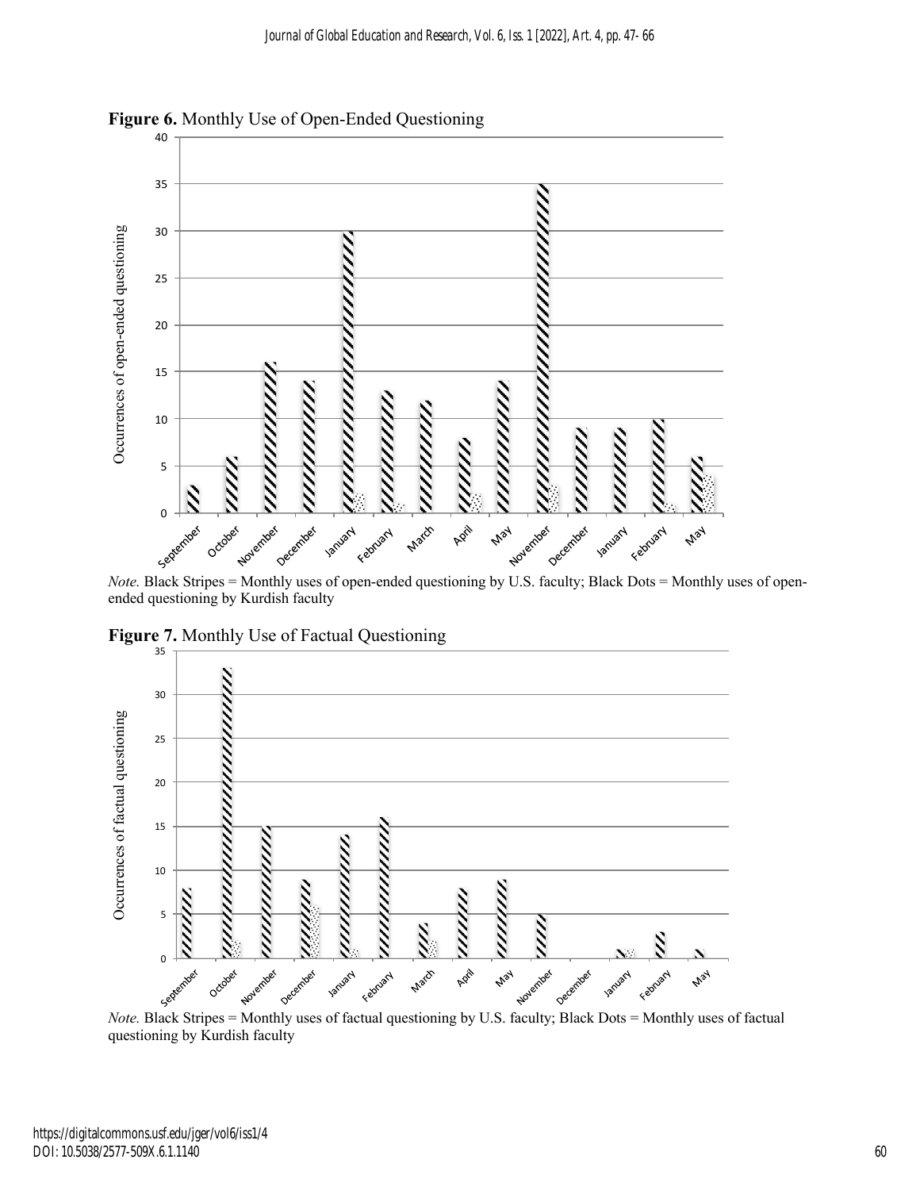**Figure 6.** Monthly Use of Open-Ended Questioning

*Note.* Black Stripes = Monthly uses of open-ended questioning by U.S. faculty; Black Dots = Monthly uses of open-ended questioning by Kurdish faculty

**Figure 7.** Monthly Use of Factual Questioning

*Note.* Black Stripes = Monthly uses of factual questioning by U.S. faculty; Black Dots = Monthly uses of factual questioning by Kurdish faculty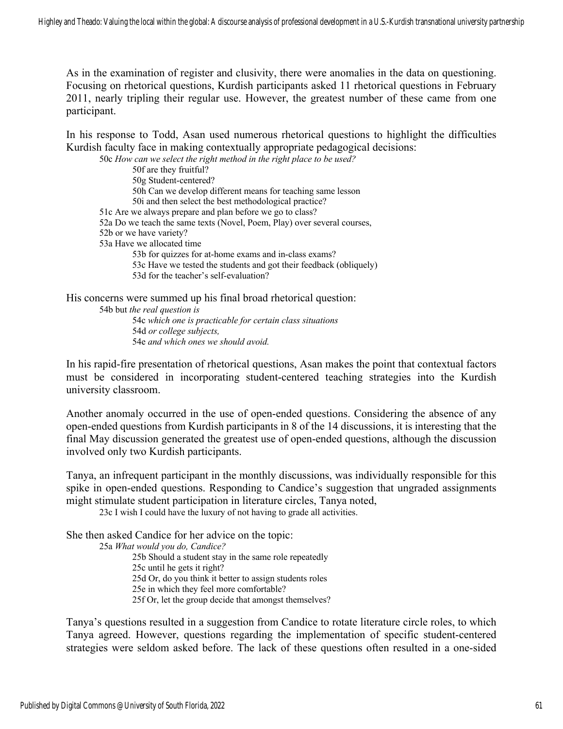As in the examination of register and clusivity, there were anomalies in the data on questioning. Focusing on rhetorical questions, Kurdish participants asked 11 rhetorical questions in February 2011, nearly tripling their regular use. However, the greatest number of these came from one participant.

In his response to Todd, Asan used numerous rhetorical questions to highlight the difficulties Kurdish faculty face in making contextually appropriate pedagogical decisions:

> 50c *How can we select the right method in the right place to be used?*
> 50f are they fruitful?
> 50g Student-centered?
> 50h Can we develop different means for teaching same lesson
> 50i and then select the best methodological practice?
> 51c Are we always prepare and plan before we go to class?
> 52a Do we teach the same texts (Novel, Poem, Play) over several courses,
> 52b or we have variety?
> 53a Have we allocated time
> 53b for quizzes for at-home exams and in-class exams?
> 53c Have we tested the students and got their feedback (obliquely)
> 53d for the teacher's self-evaluation?

His concerns were summed up his final broad rhetorical question:

> 54b but *the real question is*
> 54c *which one is practicable for certain class situations*
> 54d *or college subjects,*
> 54e *and which ones we should avoid.*

In his rapid-fire presentation of rhetorical questions, Asan makes the point that contextual factors must be considered in incorporating student-centered teaching strategies into the Kurdish university classroom.

Another anomaly occurred in the use of open-ended questions. Considering the absence of any open-ended questions from Kurdish participants in 8 of the 14 discussions, it is interesting that the final May discussion generated the greatest use of open-ended questions, although the discussion involved only two Kurdish participants.

Tanya, an infrequent participant in the monthly discussions, was individually responsible for this spike in open-ended questions. Responding to Candice's suggestion that ungraded assignments might stimulate student participation in literature circles, Tanya noted,

> 23c I wish I could have the luxury of not having to grade all activities.

She then asked Candice for her advice on the topic:

> 25a *What would you do, Candice?*
> 25b Should a student stay in the same role repeatedly
> 25c until he gets it right?
> 25d Or, do you think it better to assign students roles
> 25e in which they feel more comfortable?
> 25f Or, let the group decide that amongst themselves?

Tanya's questions resulted in a suggestion from Candice to rotate literature circle roles, to which Tanya agreed. However, questions regarding the implementation of specific student-centered strategies were seldom asked before. The lack of these questions often resulted in a one-sided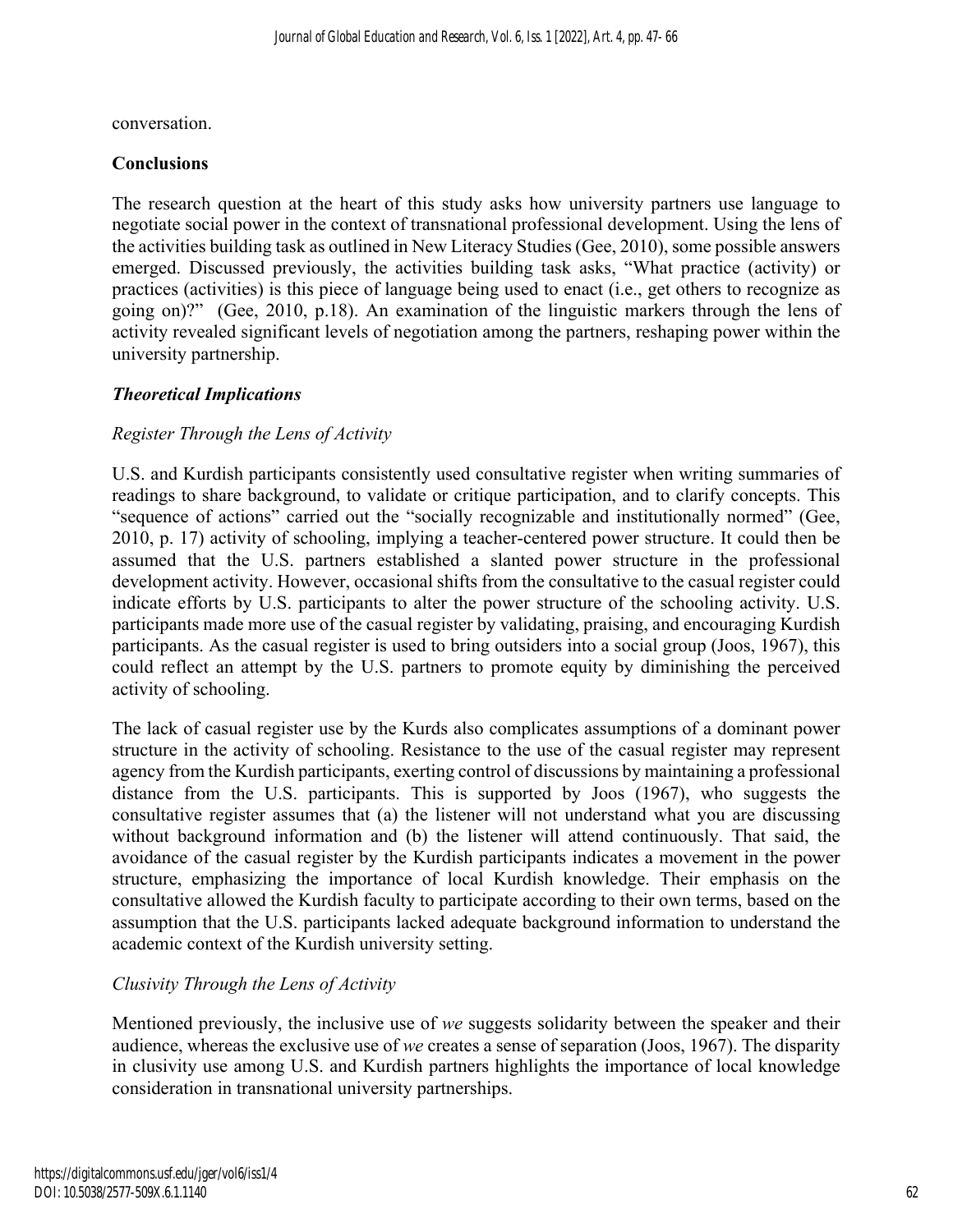conversation.

## Conclusions

The research question at the heart of this study asks how university partners use language to negotiate social power in the context of transnational professional development. Using the lens of the activities building task as outlined in New Literacy Studies (Gee, 2010), some possible answers emerged. Discussed previously, the activities building task asks, "What practice (activity) or practices (activities) is this piece of language being used to enact (i.e., get others to recognize as going on)?" (Gee, 2010, p.18). An examination of the linguistic markers through the lens of activity revealed significant levels of negotiation among the partners, reshaping power within the university partnership.

### *Theoretical Implications*

#### *Register Through the Lens of Activity*

U.S. and Kurdish participants consistently used consultative register when writing summaries of readings to share background, to validate or critique participation, and to clarify concepts. This "sequence of actions" carried out the "socially recognizable and institutionally normed" (Gee, 2010, p. 17) activity of schooling, implying a teacher-centered power structure. It could then be assumed that the U.S. partners established a slanted power structure in the professional development activity. However, occasional shifts from the consultative to the casual register could indicate efforts by U.S. participants to alter the power structure of the schooling activity. U.S. participants made more use of the casual register by validating, praising, and encouraging Kurdish participants. As the casual register is used to bring outsiders into a social group (Joos, 1967), this could reflect an attempt by the U.S. partners to promote equity by diminishing the perceived activity of schooling.

The lack of casual register use by the Kurds also complicates assumptions of a dominant power structure in the activity of schooling. Resistance to the use of the casual register may represent agency from the Kurdish participants, exerting control of discussions by maintaining a professional distance from the U.S. participants. This is supported by Joos (1967), who suggests the consultative register assumes that (a) the listener will not understand what you are discussing without background information and (b) the listener will attend continuously. That said, the avoidance of the casual register by the Kurdish participants indicates a movement in the power structure, emphasizing the importance of local Kurdish knowledge. Their emphasis on the consultative allowed the Kurdish faculty to participate according to their own terms, based on the assumption that the U.S. participants lacked adequate background information to understand the academic context of the Kurdish university setting.

#### *Clusivity Through the Lens of Activity*

Mentioned previously, the inclusive use of *we* suggests solidarity between the speaker and their audience, whereas the exclusive use of *we* creates a sense of separation (Joos, 1967). The disparity in clusivity use among U.S. and Kurdish partners highlights the importance of local knowledge consideration in transnational university partnerships.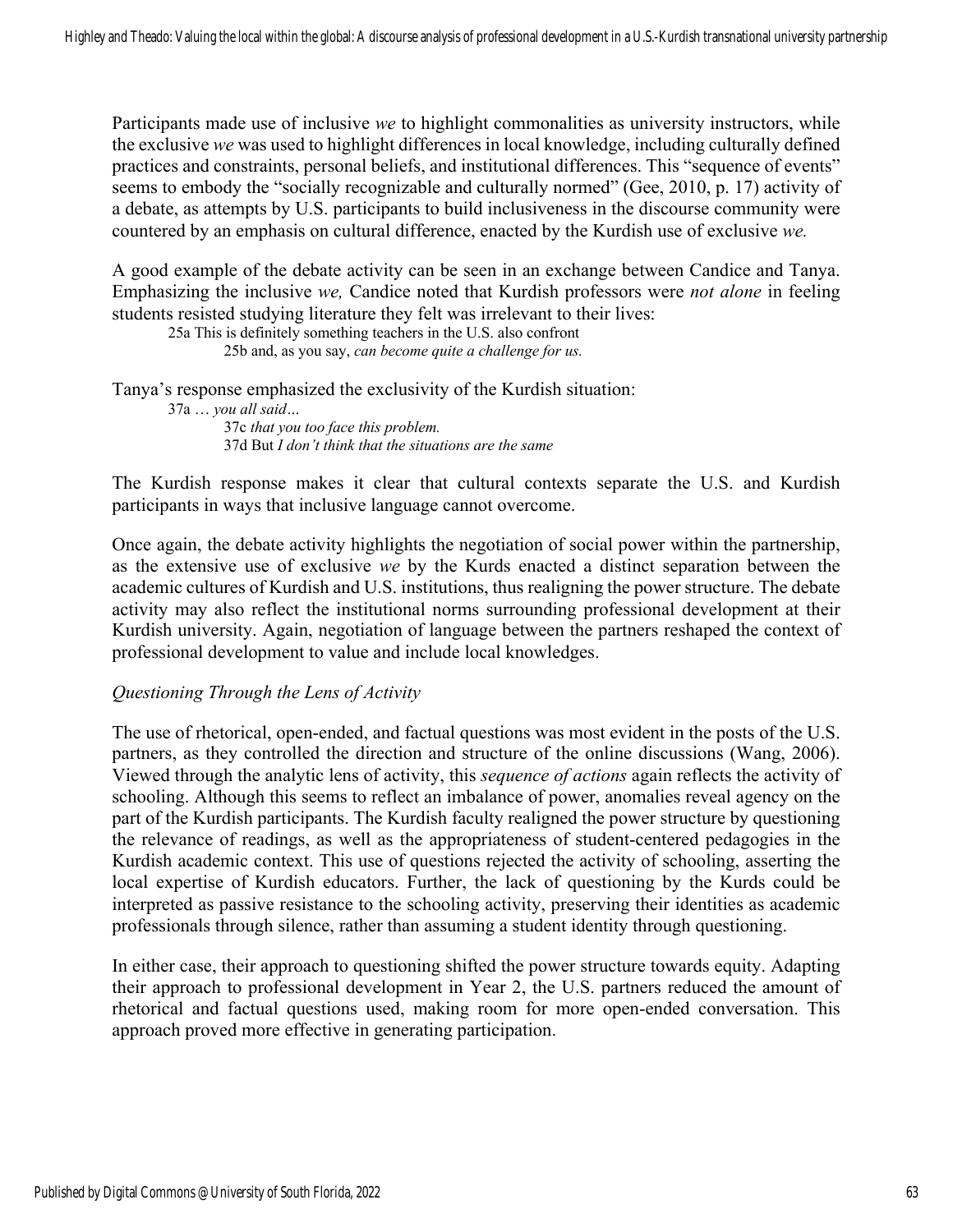Participants made use of inclusive *we* to highlight commonalities as university instructors, while the exclusive *we* was used to highlight differences in local knowledge, including culturally defined practices and constraints, personal beliefs, and institutional differences. This "sequence of events" seems to embody the "socially recognizable and culturally normed" (Gee, 2010, p. 17) activity of a debate, as attempts by U.S. participants to build inclusiveness in the discourse community were countered by an emphasis on cultural difference, enacted by the Kurdish use of exclusive *we.*

A good example of the debate activity can be seen in an exchange between Candice and Tanya. Emphasizing the inclusive *we,* Candice noted that Kurdish professors were *not alone* in feeling students resisted studying literature they felt was irrelevant to their lives:

> 25a This is definitely something teachers in the U.S. also confront
> 
> 25b and, as you say, *can become quite a challenge for us.*

Tanya's response emphasized the exclusivity of the Kurdish situation:

> 37a … *you all said…*
> 
> 37c *that you too face this problem.*
> 
> 37d But *I don't think that the situations are the same*

The Kurdish response makes it clear that cultural contexts separate the U.S. and Kurdish participants in ways that inclusive language cannot overcome.

Once again, the debate activity highlights the negotiation of social power within the partnership, as the extensive use of exclusive *we* by the Kurds enacted a distinct separation between the academic cultures of Kurdish and U.S. institutions, thus realigning the power structure. The debate activity may also reflect the institutional norms surrounding professional development at their Kurdish university. Again, negotiation of language between the partners reshaped the context of professional development to value and include local knowledges.

### *Questioning Through the Lens of Activity*

The use of rhetorical, open-ended, and factual questions was most evident in the posts of the U.S. partners, as they controlled the direction and structure of the online discussions (Wang, 2006). Viewed through the analytic lens of activity, this *sequence of actions* again reflects the activity of schooling. Although this seems to reflect an imbalance of power, anomalies reveal agency on the part of the Kurdish participants. The Kurdish faculty realigned the power structure by questioning the relevance of readings, as well as the appropriateness of student-centered pedagogies in the Kurdish academic context. This use of questions rejected the activity of schooling, asserting the local expertise of Kurdish educators. Further, the lack of questioning by the Kurds could be interpreted as passive resistance to the schooling activity, preserving their identities as academic professionals through silence, rather than assuming a student identity through questioning.

In either case, their approach to questioning shifted the power structure towards equity. Adapting their approach to professional development in Year 2, the U.S. partners reduced the amount of rhetorical and factual questions used, making room for more open-ended conversation. This approach proved more effective in generating participation.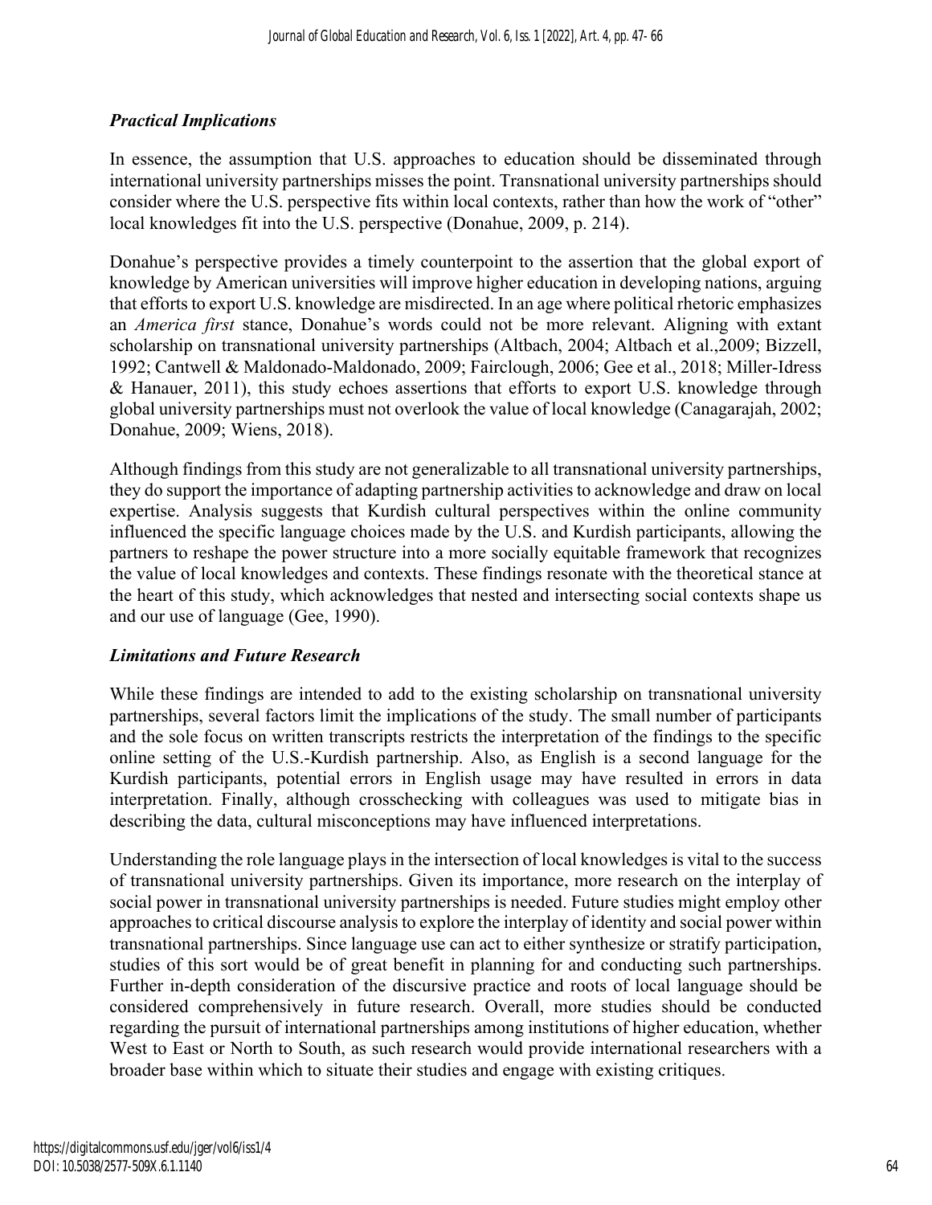### *Practical Implications*

In essence, the assumption that U.S. approaches to education should be disseminated through international university partnerships misses the point. Transnational university partnerships should consider where the U.S. perspective fits within local contexts, rather than how the work of "other" local knowledges fit into the U.S. perspective (Donahue, 2009, p. 214).

Donahue's perspective provides a timely counterpoint to the assertion that the global export of knowledge by American universities will improve higher education in developing nations, arguing that efforts to export U.S. knowledge are misdirected. In an age where political rhetoric emphasizes an *America first* stance, Donahue's words could not be more relevant. Aligning with extant scholarship on transnational university partnerships (Altbach, 2004; Altbach et al.,2009; Bizzell, 1992; Cantwell & Maldonado-Maldonado, 2009; Fairclough, 2006; Gee et al., 2018; Miller-Idress & Hanauer, 2011), this study echoes assertions that efforts to export U.S. knowledge through global university partnerships must not overlook the value of local knowledge (Canagarajah, 2002; Donahue, 2009; Wiens, 2018).

Although findings from this study are not generalizable to all transnational university partnerships, they do support the importance of adapting partnership activities to acknowledge and draw on local expertise. Analysis suggests that Kurdish cultural perspectives within the online community influenced the specific language choices made by the U.S. and Kurdish participants, allowing the partners to reshape the power structure into a more socially equitable framework that recognizes the value of local knowledges and contexts. These findings resonate with the theoretical stance at the heart of this study, which acknowledges that nested and intersecting social contexts shape us and our use of language (Gee, 1990).

### *Limitations and Future Research*

While these findings are intended to add to the existing scholarship on transnational university partnerships, several factors limit the implications of the study. The small number of participants and the sole focus on written transcripts restricts the interpretation of the findings to the specific online setting of the U.S.-Kurdish partnership. Also, as English is a second language for the Kurdish participants, potential errors in English usage may have resulted in errors in data interpretation. Finally, although crosschecking with colleagues was used to mitigate bias in describing the data, cultural misconceptions may have influenced interpretations.

Understanding the role language plays in the intersection of local knowledges is vital to the success of transnational university partnerships. Given its importance, more research on the interplay of social power in transnational university partnerships is needed. Future studies might employ other approaches to critical discourse analysis to explore the interplay of identity and social power within transnational partnerships. Since language use can act to either synthesize or stratify participation, studies of this sort would be of great benefit in planning for and conducting such partnerships. Further in-depth consideration of the discursive practice and roots of local language should be considered comprehensively in future research. Overall, more studies should be conducted regarding the pursuit of international partnerships among institutions of higher education, whether West to East or North to South, as such research would provide international researchers with a broader base within which to situate their studies and engage with existing critiques.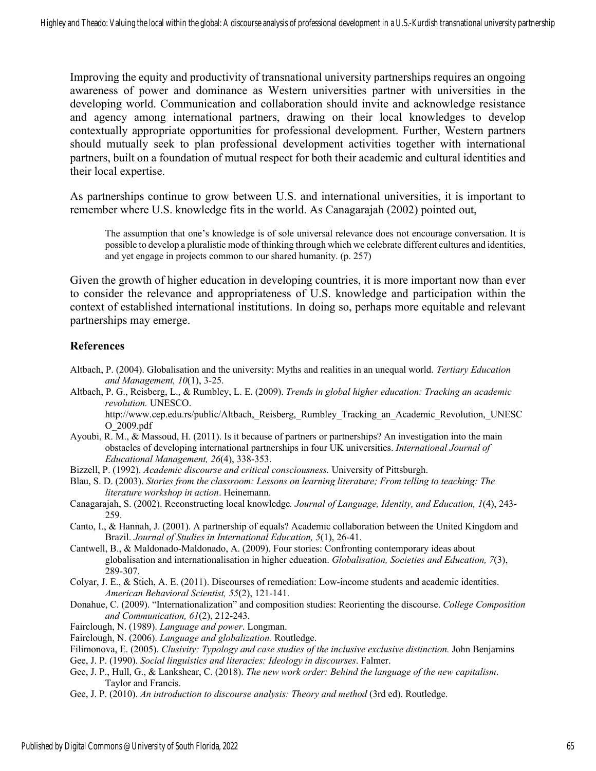Improving the equity and productivity of transnational university partnerships requires an ongoing awareness of power and dominance as Western universities partner with universities in the developing world. Communication and collaboration should invite and acknowledge resistance and agency among international partners, drawing on their local knowledges to develop contextually appropriate opportunities for professional development. Further, Western partners should mutually seek to plan professional development activities together with international partners, built on a foundation of mutual respect for both their academic and cultural identities and their local expertise.

As partnerships continue to grow between U.S. and international universities, it is important to remember where U.S. knowledge fits in the world. As Canagarajah (2002) pointed out,

> The assumption that one's knowledge is of sole universal relevance does not encourage conversation. It is possible to develop a pluralistic mode of thinking through which we celebrate different cultures and identities, and yet engage in projects common to our shared humanity. (p. 257)

Given the growth of higher education in developing countries, it is more important now than ever to consider the relevance and appropriateness of U.S. knowledge and participation within the context of established international institutions. In doing so, perhaps more equitable and relevant partnerships may emerge.

## References

Altbach, P. (2004). Globalisation and the university: Myths and realities in an unequal world. *Tertiary Education and Management, 10*(1), 3-25.

Altbach, P. G., Reisberg, L., & Rumbley, L. E. (2009). *Trends in global higher education: Tracking an academic revolution.* UNESCO. http://www.cep.edu.rs/public/Altbach,_Reisberg,_Rumbley_Tracking_an_Academic_Revolution,_UNESCO_2009.pdf

Ayoubi, R. M., & Massoud, H. (2011). Is it because of partners or partnerships? An investigation into the main obstacles of developing international partnerships in four UK universities. *International Journal of Educational Management, 26*(4), 338-353.

Bizzell, P. (1992). *Academic discourse and critical consciousness.* University of Pittsburgh.

Blau, S. D. (2003). *Stories from the classroom: Lessons on learning literature; From telling to teaching: The literature workshop in action*. Heinemann.

Canagarajah, S. (2002). Reconstructing local knowledge*. Journal of Language, Identity, and Education, 1*(4), 243-259.

Canto, I., & Hannah, J. (2001). A partnership of equals? Academic collaboration between the United Kingdom and Brazil. *Journal of Studies in International Education, 5*(1), 26-41.

Cantwell, B., & Maldonado-Maldonado, A. (2009). Four stories: Confronting contemporary ideas about globalisation and internationalisation in higher education. *Globalisation, Societies and Education, 7*(3), 289-307.

Colyar, J. E., & Stich, A. E. (2011). Discourses of remediation: Low-income students and academic identities. *American Behavioral Scientist, 55*(2), 121-141.

Donahue, C. (2009). "Internationalization" and composition studies: Reorienting the discourse. *College Composition and Communication, 61*(2), 212-243.

Fairclough, N. (1989). *Language and power*. Longman.

Fairclough, N. (2006). *Language and globalization.* Routledge.

Filimonova, E. (2005). *Clusivity: Typology and case studies of the inclusive exclusive distinction.* John Benjamins

Gee, J. P. (1990). *Social linguistics and literacies: Ideology in discourses*. Falmer.

Gee, J. P., Hull, G., & Lankshear, C. (2018). *The new work order: Behind the language of the new capitalism*. Taylor and Francis.

Gee, J. P. (2010). *An introduction to discourse analysis: Theory and method* (3rd ed). Routledge.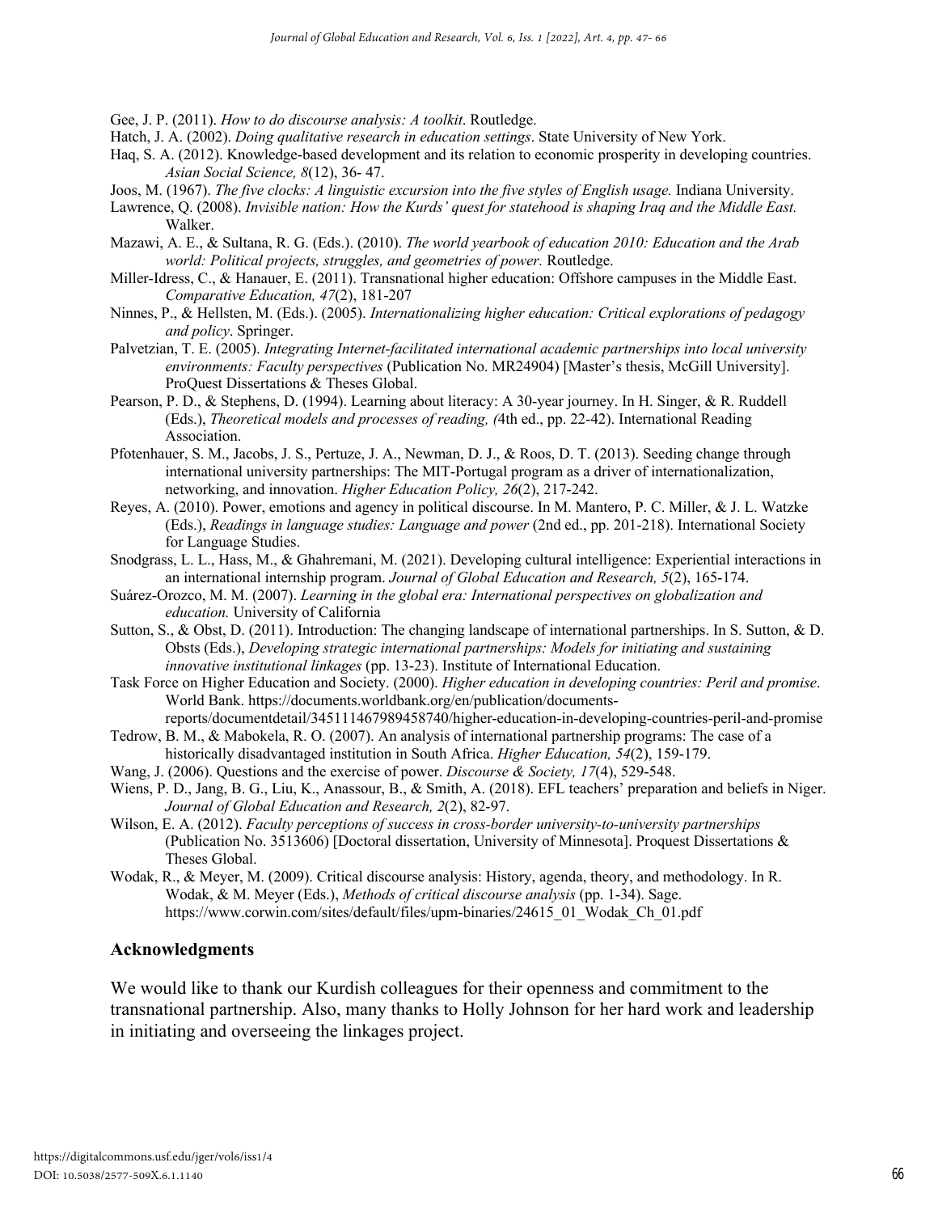Gee, J. P. (2011). *How to do discourse analysis: A toolkit*. Routledge.

Hatch, J. A. (2002). *Doing qualitative research in education settings*. State University of New York.

Haq, S. A. (2012). Knowledge-based development and its relation to economic prosperity in developing countries. *Asian Social Science, 8*(12), 36- 47.

Joos, M. (1967). *The five clocks: A linguistic excursion into the five styles of English usage.* Indiana University.

Lawrence, Q. (2008). *Invisible nation: How the Kurds' quest for statehood is shaping Iraq and the Middle East.* Walker.

Mazawi, A. E., & Sultana, R. G. (Eds.). (2010). *The world yearbook of education 2010: Education and the Arab world: Political projects, struggles, and geometries of power.* Routledge.

Miller-Idress, C., & Hanauer, E. (2011). Transnational higher education: Offshore campuses in the Middle East. *Comparative Education, 47*(2), 181-207

Ninnes, P., & Hellsten, M. (Eds.). (2005). *Internationalizing higher education: Critical explorations of pedagogy and policy*. Springer.

Palvetzian, T. E. (2005). *Integrating Internet-facilitated international academic partnerships into local university environments: Faculty perspectives* (Publication No. MR24904) [Master's thesis, McGill University]. ProQuest Dissertations & Theses Global.

Pearson, P. D., & Stephens, D. (1994). Learning about literacy: A 30-year journey. In H. Singer, & R. Ruddell (Eds.), *Theoretical models and processes of reading, (*4th ed., pp. 22-42). International Reading Association.

Pfotenhauer, S. M., Jacobs, J. S., Pertuze, J. A., Newman, D. J., & Roos, D. T. (2013). Seeding change through international university partnerships: The MIT-Portugal program as a driver of internationalization, networking, and innovation. *Higher Education Policy, 26*(2), 217-242.

Reyes, A. (2010). Power, emotions and agency in political discourse. In M. Mantero, P. C. Miller, & J. L. Watzke (Eds.), *Readings in language studies: Language and power* (2nd ed., pp. 201-218). International Society for Language Studies.

Snodgrass, L. L., Hass, M., & Ghahremani, M. (2021). Developing cultural intelligence: Experiential interactions in an international internship program. *Journal of Global Education and Research, 5*(2), 165-174.

Suárez-Orozco, M. M. (2007). *Learning in the global era: International perspectives on globalization and education.* University of California

Sutton, S., & Obst, D. (2011). Introduction: The changing landscape of international partnerships. In S. Sutton, & D. Obsts (Eds.), *Developing strategic international partnerships: Models for initiating and sustaining innovative institutional linkages* (pp. 13-23). Institute of International Education.

Task Force on Higher Education and Society. (2000). *Higher education in developing countries: Peril and promise*. World Bank. https://documents.worldbank.org/en/publication/documents-reports/documentdetail/345111467989458740/higher-education-in-developing-countries-peril-and-promise

Tedrow, B. M., & Mabokela, R. O. (2007). An analysis of international partnership programs: The case of a historically disadvantaged institution in South Africa. *Higher Education, 54*(2), 159-179.

Wang, J. (2006). Questions and the exercise of power. *Discourse & Society, 17*(4), 529-548.

Wiens, P. D., Jang, B. G., Liu, K., Anassour, B., & Smith, A. (2018). EFL teachers' preparation and beliefs in Niger. *Journal of Global Education and Research, 2*(2), 82-97.

Wilson, E. A. (2012). *Faculty perceptions of success in cross-border university-to-university partnerships* (Publication No. 3513606) [Doctoral dissertation, University of Minnesota]. Proquest Dissertations & Theses Global.

Wodak, R., & Meyer, M. (2009). Critical discourse analysis: History, agenda, theory, and methodology. In R. Wodak, & M. Meyer (Eds.), *Methods of critical discourse analysis* (pp. 1-34). Sage. https://www.corwin.com/sites/default/files/upm-binaries/24615_01_Wodak_Ch_01.pdf

## Acknowledgments

We would like to thank our Kurdish colleagues for their openness and commitment to the transnational partnership. Also, many thanks to Holly Johnson for her hard work and leadership in initiating and overseeing the linkages project.